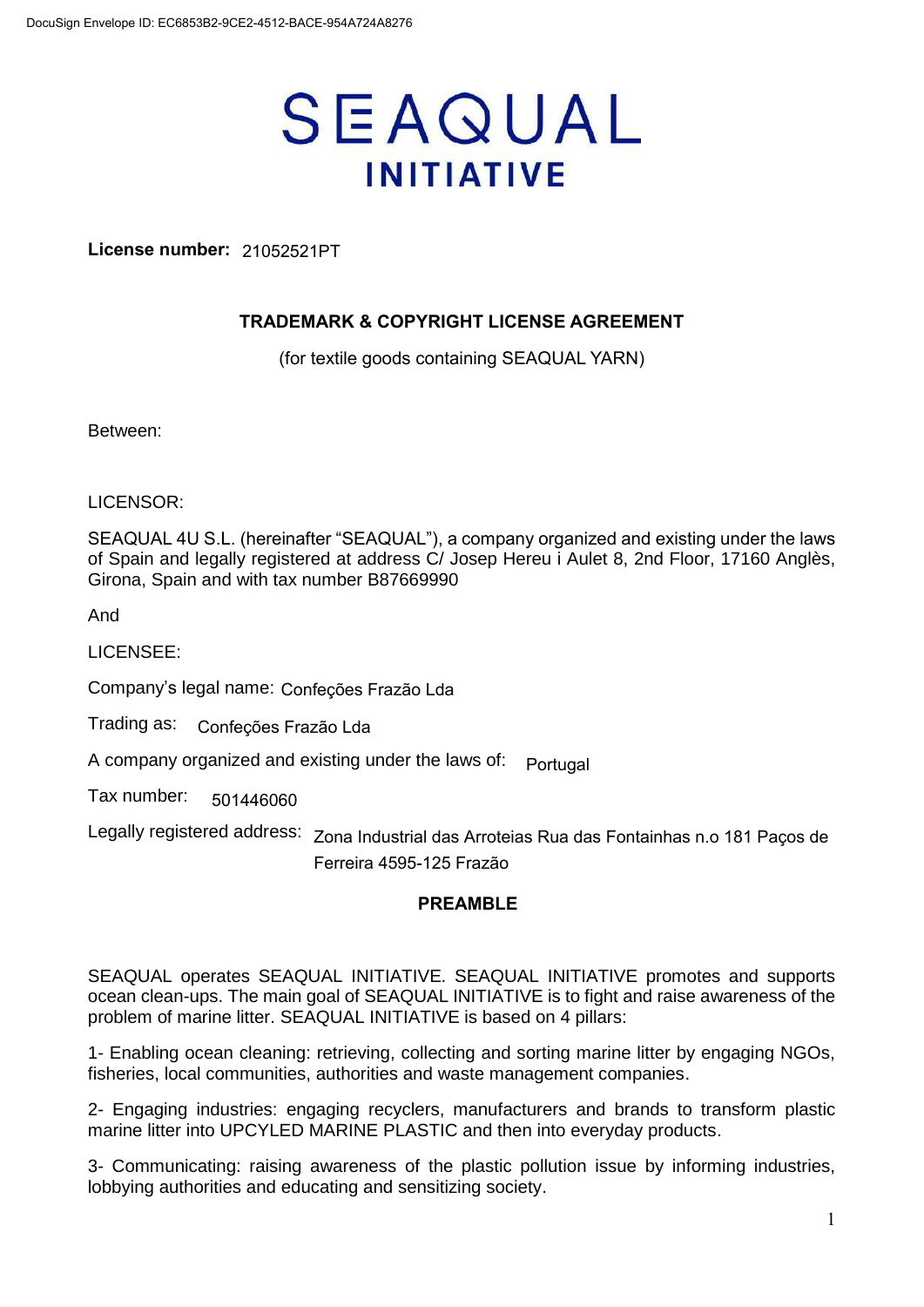DocuSign Envelope ID: EC6853B2-9CE2-4512-BACE-954A724A8276

# SEAQUAL
## INITIATIVE

**License number:** 21052521PT

### TRADEMARK & COPYRIGHT LICENSE AGREEMENT

(for textile goods containing SEAQUAL YARN)

Between:

LICENSOR:

SEAQUAL 4U S.L. (hereinafter “SEAQUAL”), a company organized and existing under the laws of Spain and legally registered at address C/ Josep Hereu i Aulet 8, 2nd Floor, 17160 Anglès, Girona, Spain and with tax number B87669990

And

LICENSEE:

Company’s legal name: Confeções Frazão Lda

Trading as: Confeções Frazão Lda

A company organized and existing under the laws of: Portugal

Tax number: 501446060

Legally registered address: Zona Industrial das Arroteias Rua das Fontainhas n.o 181 Paços de Ferreira 4595-125 Frazão

### PREAMBLE

SEAQUAL operates SEAQUAL INITIATIVE. SEAQUAL INITIATIVE promotes and supports ocean clean-ups. The main goal of SEAQUAL INITIATIVE is to fight and raise awareness of the problem of marine litter. SEAQUAL INITIATIVE is based on 4 pillars:

1- Enabling ocean cleaning: retrieving, collecting and sorting marine litter by engaging NGOs, fisheries, local communities, authorities and waste management companies.

2- Engaging industries: engaging recyclers, manufacturers and brands to transform plastic marine litter into UPCYLED MARINE PLASTIC and then into everyday products.

3- Communicating: raising awareness of the plastic pollution issue by informing industries, lobbying authorities and educating and sensitizing society.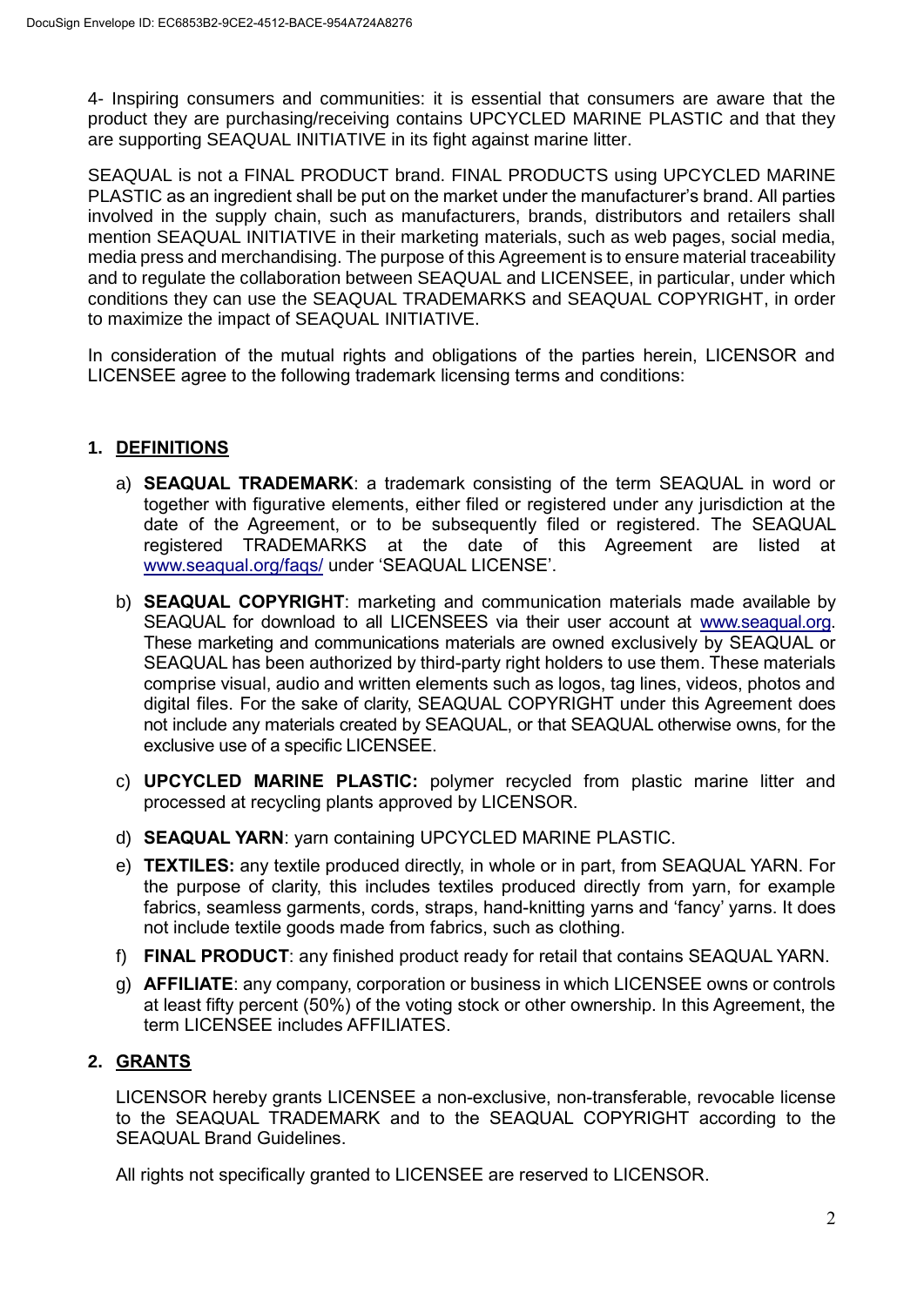4- Inspiring consumers and communities: it is essential that consumers are aware that the product they are purchasing/receiving contains UPCYCLED MARINE PLASTIC and that they are supporting SEAQUAL INITIATIVE in its fight against marine litter.

SEAQUAL is not a FINAL PRODUCT brand. FINAL PRODUCTS using UPCYCLED MARINE PLASTIC as an ingredient shall be put on the market under the manufacturer's brand. All parties involved in the supply chain, such as manufacturers, brands, distributors and retailers shall mention SEAQUAL INITIATIVE in their marketing materials, such as web pages, social media, media press and merchandising. The purpose of this Agreement is to ensure material traceability and to regulate the collaboration between SEAQUAL and LICENSEE, in particular, under which conditions they can use the SEAQUAL TRADEMARKS and SEAQUAL COPYRIGHT, in order to maximize the impact of SEAQUAL INITIATIVE.

In consideration of the mutual rights and obligations of the parties herein, LICENSOR and LICENSEE agree to the following trademark licensing terms and conditions:

## 1. DEFINITIONS

a) **SEAQUAL TRADEMARK**: a trademark consisting of the term SEAQUAL in word or together with figurative elements, either filed or registered under any jurisdiction at the date of the Agreement, or to be subsequently filed or registered. The SEAQUAL registered TRADEMARKS at the date of this Agreement are listed at www.seaqual.org/faqs/ under 'SEAQUAL LICENSE'.

b) **SEAQUAL COPYRIGHT**: marketing and communication materials made available by SEAQUAL for download to all LICENSEES via their user account at www.seaqual.org. These marketing and communications materials are owned exclusively by SEAQUAL or SEAQUAL has been authorized by third-party right holders to use them. These materials comprise visual, audio and written elements such as logos, tag lines, videos, photos and digital files. For the sake of clarity, SEAQUAL COPYRIGHT under this Agreement does not include any materials created by SEAQUAL, or that SEAQUAL otherwise owns, for the exclusive use of a specific LICENSEE.

c) **UPCYCLED MARINE PLASTIC:** polymer recycled from plastic marine litter and processed at recycling plants approved by LICENSOR.

d) **SEAQUAL YARN**: yarn containing UPCYCLED MARINE PLASTIC.

e) **TEXTILES:** any textile produced directly, in whole or in part, from SEAQUAL YARN. For the purpose of clarity, this includes textiles produced directly from yarn, for example fabrics, seamless garments, cords, straps, hand-knitting yarns and 'fancy' yarns. It does not include textile goods made from fabrics, such as clothing.

f) **FINAL PRODUCT**: any finished product ready for retail that contains SEAQUAL YARN.

g) **AFFILIATE**: any company, corporation or business in which LICENSEE owns or controls at least fifty percent (50%) of the voting stock or other ownership. In this Agreement, the term LICENSEE includes AFFILIATES.

## 2. GRANTS

LICENSOR hereby grants LICENSEE a non-exclusive, non-transferable, revocable license to the SEAQUAL TRADEMARK and to the SEAQUAL COPYRIGHT according to the SEAQUAL Brand Guidelines.

All rights not specifically granted to LICENSEE are reserved to LICENSOR.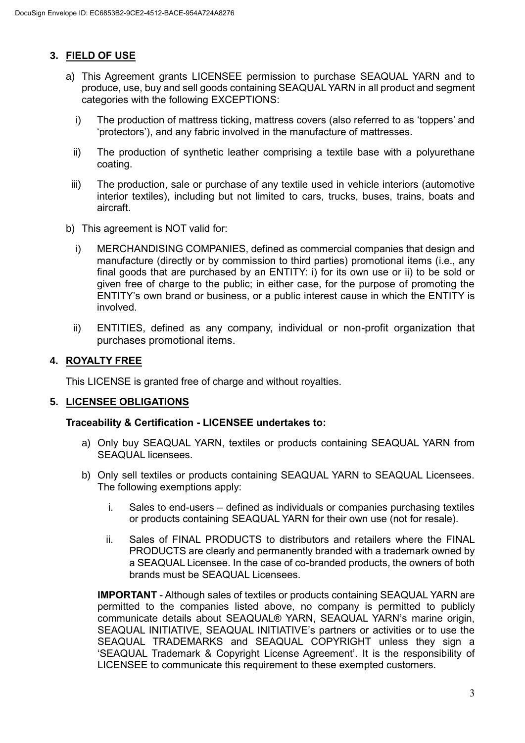## 3. FIELD OF USE

a) This Agreement grants LICENSEE permission to purchase SEAQUAL YARN and to produce, use, buy and sell goods containing SEAQUAL YARN in all product and segment categories with the following EXCEPTIONS:

   i) The production of mattress ticking, mattress covers (also referred to as 'toppers' and 'protectors'), and any fabric involved in the manufacture of mattresses.

   ii) The production of synthetic leather comprising a textile base with a polyurethane coating.

   iii) The production, sale or purchase of any textile used in vehicle interiors (automotive interior textiles), including but not limited to cars, trucks, buses, trains, boats and aircraft.

b) This agreement is NOT valid for:

   i) MERCHANDISING COMPANIES, defined as commercial companies that design and manufacture (directly or by commission to third parties) promotional items (i.e., any final goods that are purchased by an ENTITY: i) for its own use or ii) to be sold or given free of charge to the public; in either case, for the purpose of promoting the ENTITY's own brand or business, or a public interest cause in which the ENTITY is involved.

   ii) ENTITIES, defined as any company, individual or non-profit organization that purchases promotional items.

## 4. ROYALTY FREE

This LICENSE is granted free of charge and without royalties.

## 5. LICENSEE OBLIGATIONS

**Traceability & Certification - LICENSEE undertakes to:**

a) Only buy SEAQUAL YARN, textiles or products containing SEAQUAL YARN from SEAQUAL licensees.

b) Only sell textiles or products containing SEAQUAL YARN to SEAQUAL Licensees. The following exemptions apply:

   i. Sales to end-users – defined as individuals or companies purchasing textiles or products containing SEAQUAL YARN for their own use (not for resale).

   ii. Sales of FINAL PRODUCTS to distributors and retailers where the FINAL PRODUCTS are clearly and permanently branded with a trademark owned by a SEAQUAL Licensee. In the case of co-branded products, the owners of both brands must be SEAQUAL Licensees.

**IMPORTANT** - Although sales of textiles or products containing SEAQUAL YARN are permitted to the companies listed above, no company is permitted to publicly communicate details about SEAQUAL® YARN, SEAQUAL YARN's marine origin, SEAQUAL INITIATIVE, SEAQUAL INITIATIVE's partners or activities or to use the SEAQUAL TRADEMARKS and SEAQUAL COPYRIGHT unless they sign a 'SEAQUAL Trademark & Copyright License Agreement'. It is the responsibility of LICENSEE to communicate this requirement to these exempted customers.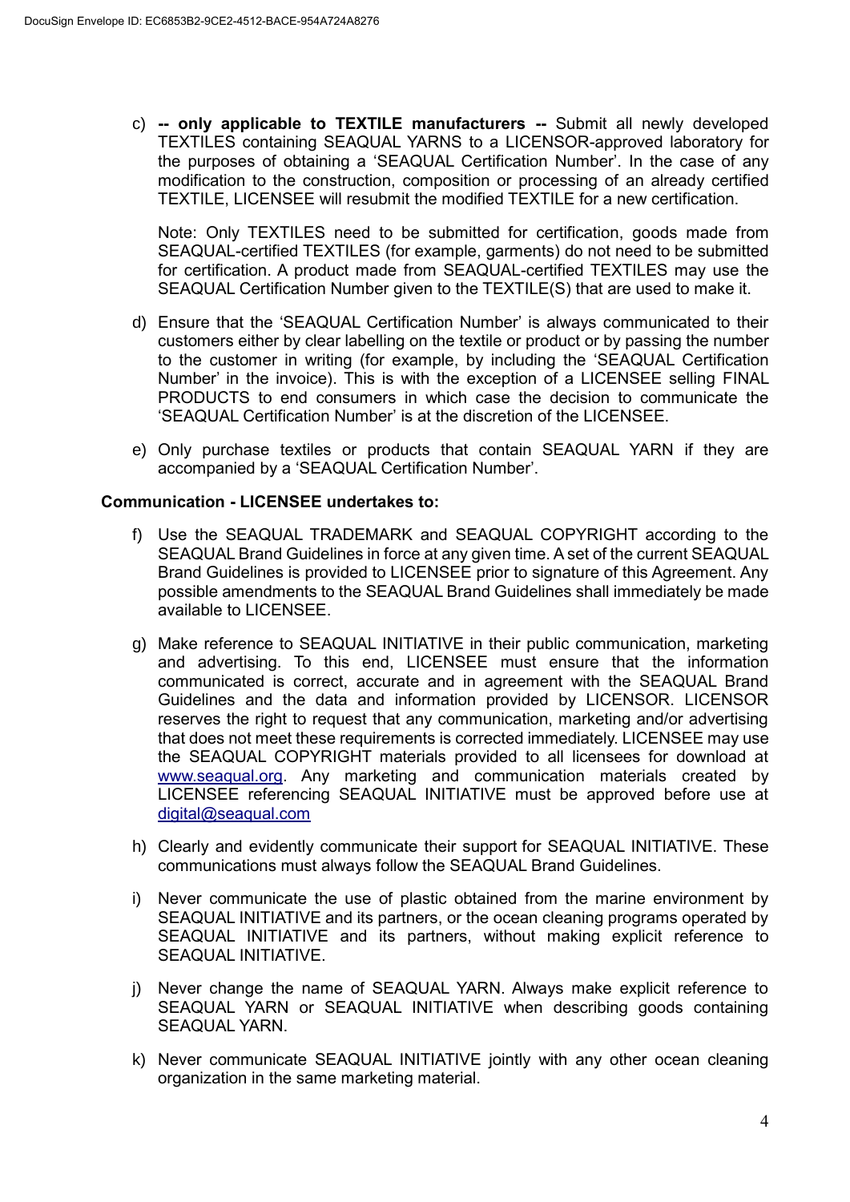c) **-- only applicable to TEXTILE manufacturers --** Submit all newly developed TEXTILES containing SEAQUAL YARNS to a LICENSOR-approved laboratory for the purposes of obtaining a 'SEAQUAL Certification Number'. In the case of any modification to the construction, composition or processing of an already certified TEXTILE, LICENSEE will resubmit the modified TEXTILE for a new certification.

   Note: Only TEXTILES need to be submitted for certification, goods made from SEAQUAL-certified TEXTILES (for example, garments) do not need to be submitted for certification. A product made from SEAQUAL-certified TEXTILES may use the SEAQUAL Certification Number given to the TEXTILE(S) that are used to make it.

d) Ensure that the 'SEAQUAL Certification Number' is always communicated to their customers either by clear labelling on the textile or product or by passing the number to the customer in writing (for example, by including the 'SEAQUAL Certification Number' in the invoice). This is with the exception of a LICENSEE selling FINAL PRODUCTS to end consumers in which case the decision to communicate the 'SEAQUAL Certification Number' is at the discretion of the LICENSEE.

e) Only purchase textiles or products that contain SEAQUAL YARN if they are accompanied by a 'SEAQUAL Certification Number'.

**Communication - LICENSEE undertakes to:**

f) Use the SEAQUAL TRADEMARK and SEAQUAL COPYRIGHT according to the SEAQUAL Brand Guidelines in force at any given time. A set of the current SEAQUAL Brand Guidelines is provided to LICENSEE prior to signature of this Agreement. Any possible amendments to the SEAQUAL Brand Guidelines shall immediately be made available to LICENSEE.

g) Make reference to SEAQUAL INITIATIVE in their public communication, marketing and advertising. To this end, LICENSEE must ensure that the information communicated is correct, accurate and in agreement with the SEAQUAL Brand Guidelines and the data and information provided by LICENSOR. LICENSOR reserves the right to request that any communication, marketing and/or advertising that does not meet these requirements is corrected immediately. LICENSEE may use the SEAQUAL COPYRIGHT materials provided to all licensees for download at www.seaqual.org. Any marketing and communication materials created by LICENSEE referencing SEAQUAL INITIATIVE must be approved before use at digital@seaqual.com

h) Clearly and evidently communicate their support for SEAQUAL INITIATIVE. These communications must always follow the SEAQUAL Brand Guidelines.

i) Never communicate the use of plastic obtained from the marine environment by SEAQUAL INITIATIVE and its partners, or the ocean cleaning programs operated by SEAQUAL INITIATIVE and its partners, without making explicit reference to SEAQUAL INITIATIVE.

j) Never change the name of SEAQUAL YARN. Always make explicit reference to SEAQUAL YARN or SEAQUAL INITIATIVE when describing goods containing SEAQUAL YARN.

k) Never communicate SEAQUAL INITIATIVE jointly with any other ocean cleaning organization in the same marketing material.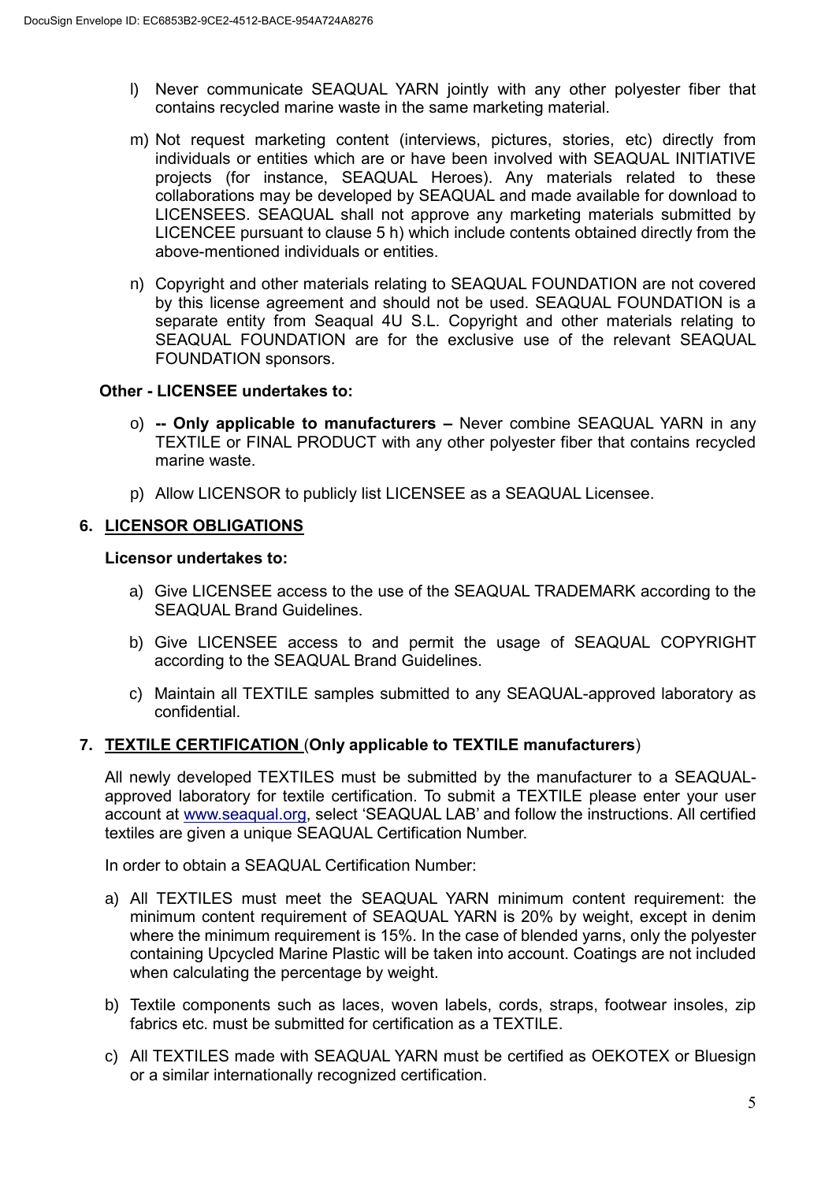l) Never communicate SEAQUAL YARN jointly with any other polyester fiber that contains recycled marine waste in the same marketing material.

m) Not request marketing content (interviews, pictures, stories, etc) directly from individuals or entities which are or have been involved with SEAQUAL INITIATIVE projects (for instance, SEAQUAL Heroes). Any materials related to these collaborations may be developed by SEAQUAL and made available for download to LICENSEES. SEAQUAL shall not approve any marketing materials submitted by LICENCEE pursuant to clause 5 h) which include contents obtained directly from the above-mentioned individuals or entities.

n) Copyright and other materials relating to SEAQUAL FOUNDATION are not covered by this license agreement and should not be used. SEAQUAL FOUNDATION is a separate entity from Seaqual 4U S.L. Copyright and other materials relating to SEAQUAL FOUNDATION are for the exclusive use of the relevant SEAQUAL FOUNDATION sponsors.

**Other - LICENSEE undertakes to:**

o) **-- Only applicable to manufacturers –** Never combine SEAQUAL YARN in any TEXTILE or FINAL PRODUCT with any other polyester fiber that contains recycled marine waste.

p) Allow LICENSOR to publicly list LICENSEE as a SEAQUAL Licensee.

## 6. LICENSOR OBLIGATIONS

**Licensor undertakes to:**

a) Give LICENSEE access to the use of the SEAQUAL TRADEMARK according to the SEAQUAL Brand Guidelines.

b) Give LICENSEE access to and permit the usage of SEAQUAL COPYRIGHT according to the SEAQUAL Brand Guidelines.

c) Maintain all TEXTILE samples submitted to any SEAQUAL-approved laboratory as confidential.

## 7. TEXTILE CERTIFICATION (Only applicable to TEXTILE manufacturers)

All newly developed TEXTILES must be submitted by the manufacturer to a SEAQUAL-approved laboratory for textile certification. To submit a TEXTILE please enter your user account at www.seaqual.org, select 'SEAQUAL LAB' and follow the instructions. All certified textiles are given a unique SEAQUAL Certification Number.

In order to obtain a SEAQUAL Certification Number:

a) All TEXTILES must meet the SEAQUAL YARN minimum content requirement: the minimum content requirement of SEAQUAL YARN is 20% by weight, except in denim where the minimum requirement is 15%. In the case of blended yarns, only the polyester containing Upcycled Marine Plastic will be taken into account. Coatings are not included when calculating the percentage by weight.

b) Textile components such as laces, woven labels, cords, straps, footwear insoles, zip fabrics etc. must be submitted for certification as a TEXTILE.

c) All TEXTILES made with SEAQUAL YARN must be certified as OEKOTEX or Bluesign or a similar internationally recognized certification.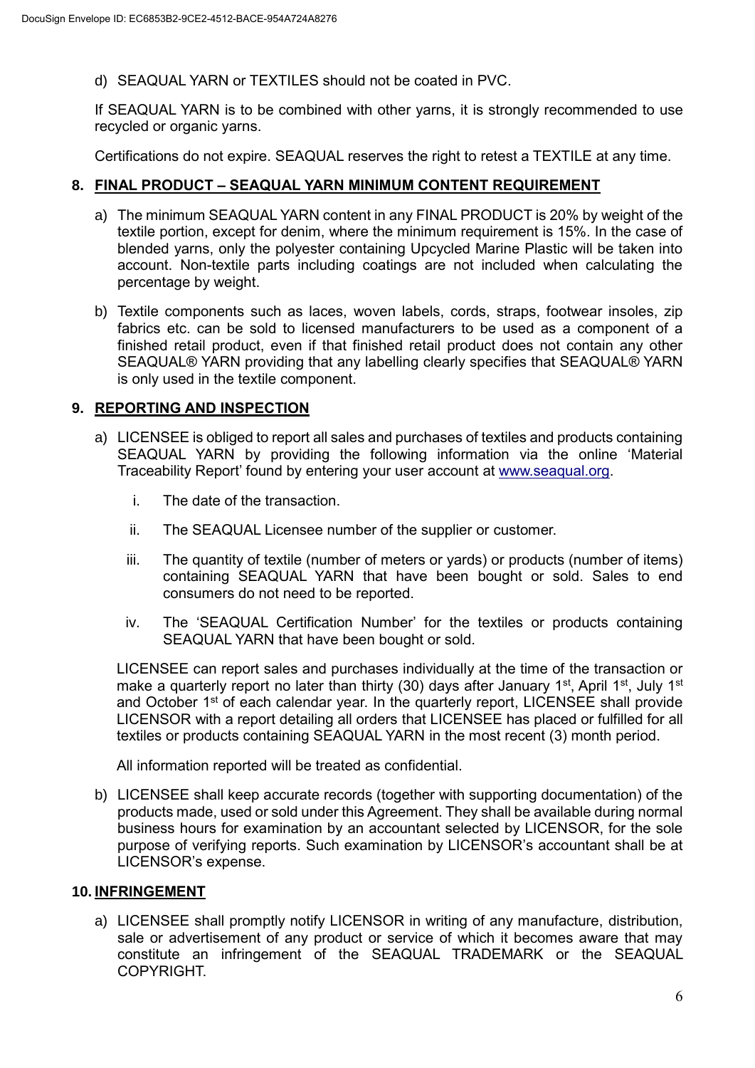d) SEAQUAL YARN or TEXTILES should not be coated in PVC.

If SEAQUAL YARN is to be combined with other yarns, it is strongly recommended to use recycled or organic yarns.

Certifications do not expire. SEAQUAL reserves the right to retest a TEXTILE at any time.

## 8. FINAL PRODUCT – SEAQUAL YARN MINIMUM CONTENT REQUIREMENT

a) The minimum SEAQUAL YARN content in any FINAL PRODUCT is 20% by weight of the textile portion, except for denim, where the minimum requirement is 15%. In the case of blended yarns, only the polyester containing Upcycled Marine Plastic will be taken into account. Non-textile parts including coatings are not included when calculating the percentage by weight.

b) Textile components such as laces, woven labels, cords, straps, footwear insoles, zip fabrics etc. can be sold to licensed manufacturers to be used as a component of a finished retail product, even if that finished retail product does not contain any other SEAQUAL® YARN providing that any labelling clearly specifies that SEAQUAL® YARN is only used in the textile component.

## 9. REPORTING AND INSPECTION

a) LICENSEE is obliged to report all sales and purchases of textiles and products containing SEAQUAL YARN by providing the following information via the online 'Material Traceability Report' found by entering your user account at www.seaqual.org.

   i. The date of the transaction.

   ii. The SEAQUAL Licensee number of the supplier or customer.

   iii. The quantity of textile (number of meters or yards) or products (number of items) containing SEAQUAL YARN that have been bought or sold. Sales to end consumers do not need to be reported.

   iv. The 'SEAQUAL Certification Number' for the textiles or products containing SEAQUAL YARN that have been bought or sold.

   LICENSEE can report sales and purchases individually at the time of the transaction or make a quarterly report no later than thirty (30) days after January 1st, April 1st, July 1st and October 1st of each calendar year. In the quarterly report, LICENSEE shall provide LICENSOR with a report detailing all orders that LICENSEE has placed or fulfilled for all textiles or products containing SEAQUAL YARN in the most recent (3) month period.

   All information reported will be treated as confidential.

b) LICENSEE shall keep accurate records (together with supporting documentation) of the products made, used or sold under this Agreement. They shall be available during normal business hours for examination by an accountant selected by LICENSOR, for the sole purpose of verifying reports. Such examination by LICENSOR's accountant shall be at LICENSOR's expense.

## 10. INFRINGEMENT

a) LICENSEE shall promptly notify LICENSOR in writing of any manufacture, distribution, sale or advertisement of any product or service of which it becomes aware that may constitute an infringement of the SEAQUAL TRADEMARK or the SEAQUAL COPYRIGHT.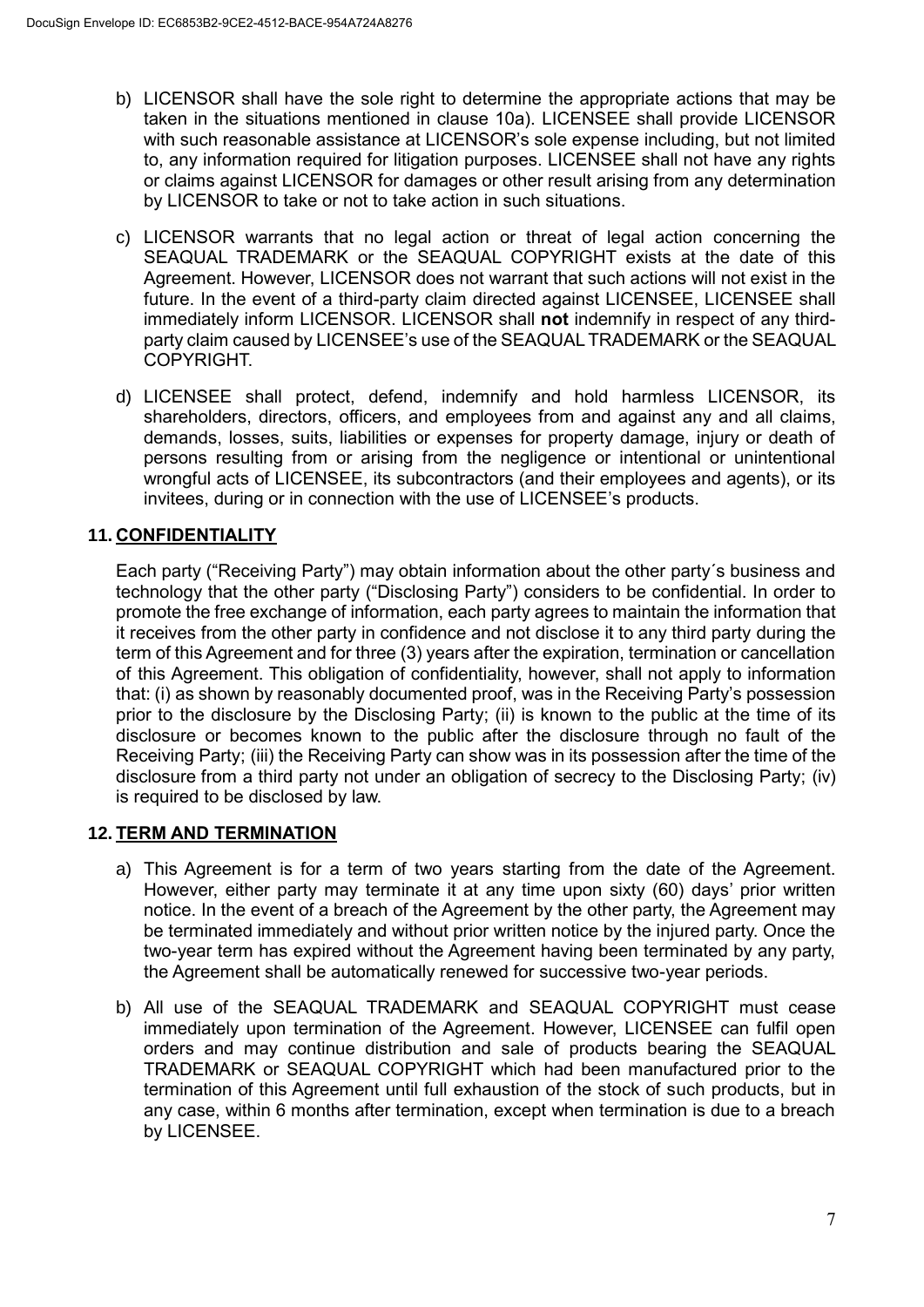b) LICENSOR shall have the sole right to determine the appropriate actions that may be taken in the situations mentioned in clause 10a). LICENSEE shall provide LICENSOR with such reasonable assistance at LICENSOR's sole expense including, but not limited to, any information required for litigation purposes. LICENSEE shall not have any rights or claims against LICENSOR for damages or other result arising from any determination by LICENSOR to take or not to take action in such situations.

c) LICENSOR warrants that no legal action or threat of legal action concerning the SEAQUAL TRADEMARK or the SEAQUAL COPYRIGHT exists at the date of this Agreement. However, LICENSOR does not warrant that such actions will not exist in the future. In the event of a third-party claim directed against LICENSEE, LICENSEE shall immediately inform LICENSOR. LICENSOR shall **not** indemnify in respect of any third-party claim caused by LICENSEE's use of the SEAQUAL TRADEMARK or the SEAQUAL COPYRIGHT.

d) LICENSEE shall protect, defend, indemnify and hold harmless LICENSOR, its shareholders, directors, officers, and employees from and against any and all claims, demands, losses, suits, liabilities or expenses for property damage, injury or death of persons resulting from or arising from the negligence or intentional or unintentional wrongful acts of LICENSEE, its subcontractors (and their employees and agents), or its invitees, during or in connection with the use of LICENSEE's products.

## 11. CONFIDENTIALITY

Each party ("Receiving Party") may obtain information about the other party´s business and technology that the other party ("Disclosing Party") considers to be confidential. In order to promote the free exchange of information, each party agrees to maintain the information that it receives from the other party in confidence and not disclose it to any third party during the term of this Agreement and for three (3) years after the expiration, termination or cancellation of this Agreement. This obligation of confidentiality, however, shall not apply to information that: (i) as shown by reasonably documented proof, was in the Receiving Party's possession prior to the disclosure by the Disclosing Party; (ii) is known to the public at the time of its disclosure or becomes known to the public after the disclosure through no fault of the Receiving Party; (iii) the Receiving Party can show was in its possession after the time of the disclosure from a third party not under an obligation of secrecy to the Disclosing Party; (iv) is required to be disclosed by law.

## 12. TERM AND TERMINATION

a) This Agreement is for a term of two years starting from the date of the Agreement. However, either party may terminate it at any time upon sixty (60) days' prior written notice. In the event of a breach of the Agreement by the other party, the Agreement may be terminated immediately and without prior written notice by the injured party. Once the two-year term has expired without the Agreement having been terminated by any party, the Agreement shall be automatically renewed for successive two-year periods.

b) All use of the SEAQUAL TRADEMARK and SEAQUAL COPYRIGHT must cease immediately upon termination of the Agreement. However, LICENSEE can fulfil open orders and may continue distribution and sale of products bearing the SEAQUAL TRADEMARK or SEAQUAL COPYRIGHT which had been manufactured prior to the termination of this Agreement until full exhaustion of the stock of such products, but in any case, within 6 months after termination, except when termination is due to a breach by LICENSEE.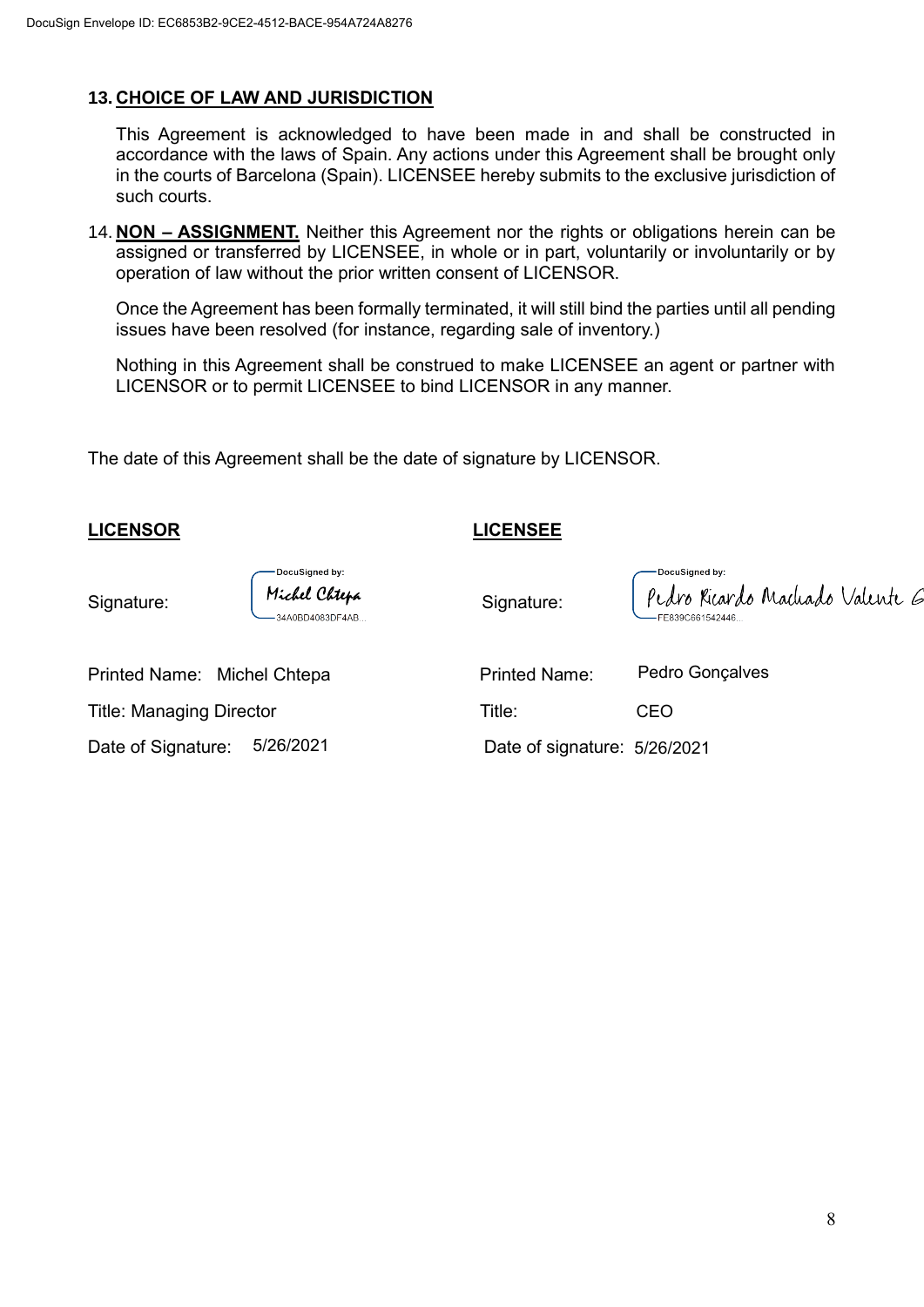DocuSign Envelope ID: EC6853B2-9CE2-4512-BACE-954A724A8276

## 13. CHOICE OF LAW AND JURISDICTION

This Agreement is acknowledged to have been made in and shall be constructed in accordance with the laws of Spain. Any actions under this Agreement shall be brought only in the courts of Barcelona (Spain). LICENSEE hereby submits to the exclusive jurisdiction of such courts.

14. **NON – ASSIGNMENT.** Neither this Agreement nor the rights or obligations herein can be assigned or transferred by LICENSEE, in whole or in part, voluntarily or involuntarily or by operation of law without the prior written consent of LICENSOR.

Once the Agreement has been formally terminated, it will still bind the parties until all pending issues have been resolved (for instance, regarding sale of inventory.)

Nothing in this Agreement shall be construed to make LICENSEE an agent or partner with LICENSOR or to permit LICENSEE to bind LICENSOR in any manner.

The date of this Agreement shall be the date of signature by LICENSOR.

| **LICENSOR** | | **LICENSEE** | |
|---|---|---|---|
| Signature: | DocuSigned by: Michel Chtepa 34A0BD4083DF4AB... | Signature: | DocuSigned by: Pedro Ricardo Machado Valente G FE839C661542446... |
| Printed Name: | Michel Chtepa | Printed Name: | Pedro Gonçalves |
| Title: | Managing Director | Title: | CEO |
| Date of Signature: | 5/26/2021 | Date of signature: | 5/26/2021 |